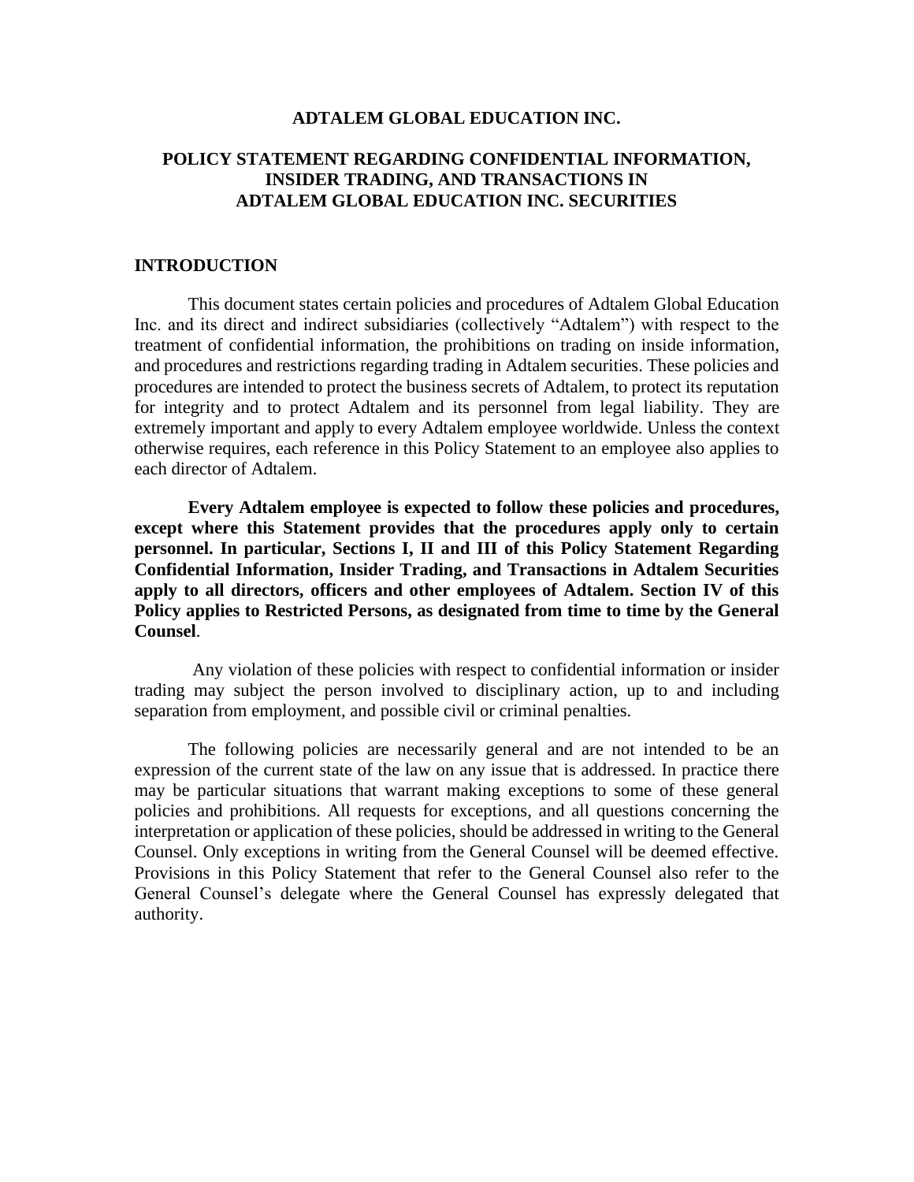# ADTALEM GLOBAL EDUCATION INC.

## POLICY STATEMENT REGARDING CONFIDENTIAL INFORMATION, INSIDER TRADING, AND TRANSACTIONS IN ADTALEM GLOBAL EDUCATION INC. SECURITIES

### INTRODUCTION

This document states certain policies and procedures of Adtalem Global Education Inc. and its direct and indirect subsidiaries (collectively "Adtalem") with respect to the treatment of confidential information, the prohibitions on trading on inside information, and procedures and restrictions regarding trading in Adtalem securities. These policies and procedures are intended to protect the business secrets of Adtalem, to protect its reputation for integrity and to protect Adtalem and its personnel from legal liability. They are extremely important and apply to every Adtalem employee worldwide. Unless the context otherwise requires, each reference in this Policy Statement to an employee also applies to each director of Adtalem.

**Every Adtalem employee is expected to follow these policies and procedures, except where this Statement provides that the procedures apply only to certain personnel. In particular, Sections I, II and III of this Policy Statement Regarding Confidential Information, Insider Trading, and Transactions in Adtalem Securities apply to all directors, officers and other employees of Adtalem. Section IV of this Policy applies to Restricted Persons, as designated from time to time by the General Counsel**.

Any violation of these policies with respect to confidential information or insider trading may subject the person involved to disciplinary action, up to and including separation from employment, and possible civil or criminal penalties.

The following policies are necessarily general and are not intended to be an expression of the current state of the law on any issue that is addressed. In practice there may be particular situations that warrant making exceptions to some of these general policies and prohibitions. All requests for exceptions, and all questions concerning the interpretation or application of these policies, should be addressed in writing to the General Counsel. Only exceptions in writing from the General Counsel will be deemed effective. Provisions in this Policy Statement that refer to the General Counsel also refer to the General Counsel's delegate where the General Counsel has expressly delegated that authority.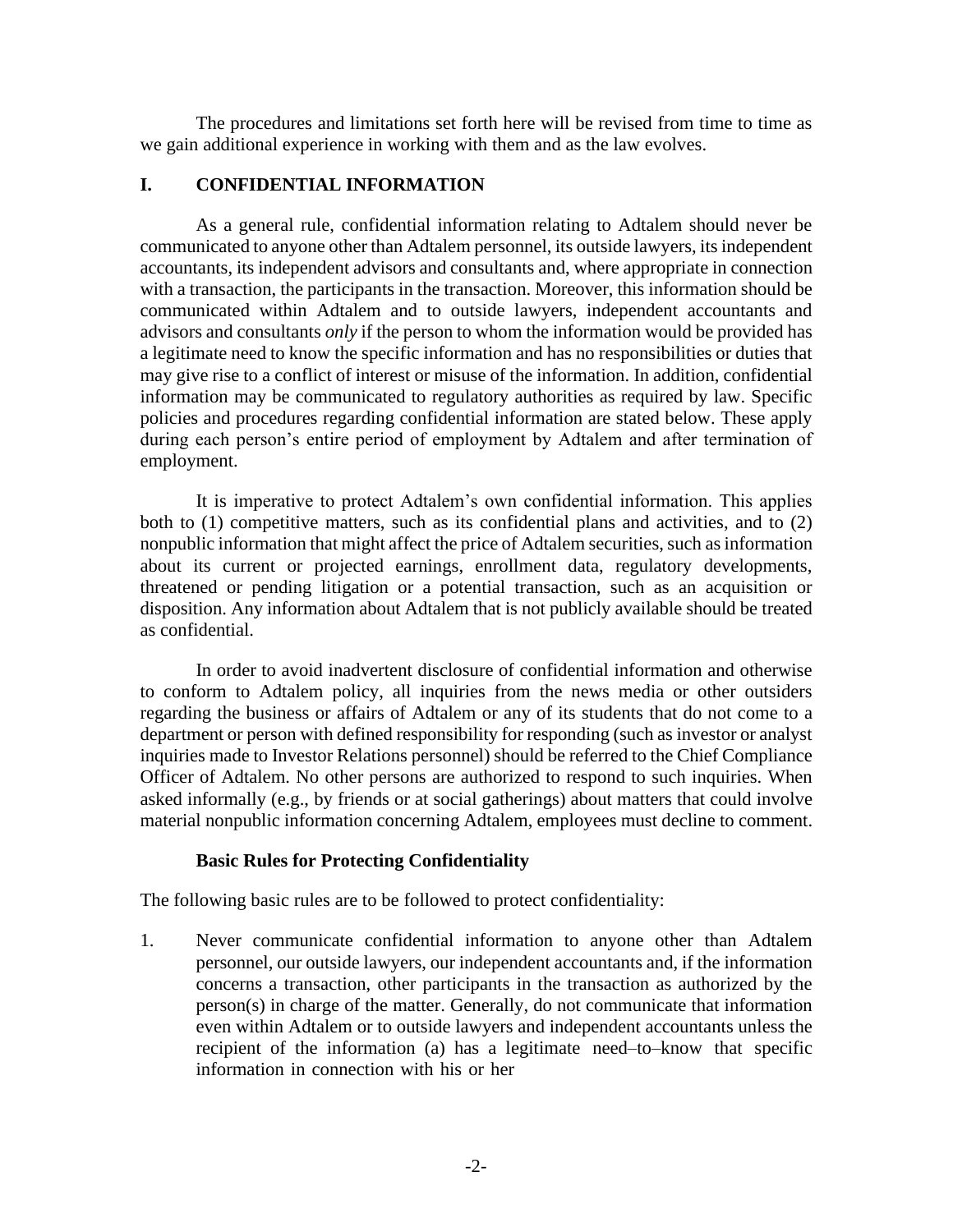The procedures and limitations set forth here will be revised from time to time as we gain additional experience in working with them and as the law evolves.

## I. CONFIDENTIAL INFORMATION

As a general rule, confidential information relating to Adtalem should never be communicated to anyone other than Adtalem personnel, its outside lawyers, its independent accountants, its independent advisors and consultants and, where appropriate in connection with a transaction, the participants in the transaction. Moreover, this information should be communicated within Adtalem and to outside lawyers, independent accountants and advisors and consultants *only* if the person to whom the information would be provided has a legitimate need to know the specific information and has no responsibilities or duties that may give rise to a conflict of interest or misuse of the information. In addition, confidential information may be communicated to regulatory authorities as required by law. Specific policies and procedures regarding confidential information are stated below. These apply during each person's entire period of employment by Adtalem and after termination of employment.

It is imperative to protect Adtalem's own confidential information. This applies both to (1) competitive matters, such as its confidential plans and activities, and to (2) nonpublic information that might affect the price of Adtalem securities, such as information about its current or projected earnings, enrollment data, regulatory developments, threatened or pending litigation or a potential transaction, such as an acquisition or disposition. Any information about Adtalem that is not publicly available should be treated as confidential.

In order to avoid inadvertent disclosure of confidential information and otherwise to conform to Adtalem policy, all inquiries from the news media or other outsiders regarding the business or affairs of Adtalem or any of its students that do not come to a department or person with defined responsibility for responding (such as investor or analyst inquiries made to Investor Relations personnel) should be referred to the Chief Compliance Officer of Adtalem. No other persons are authorized to respond to such inquiries. When asked informally (e.g., by friends or at social gatherings) about matters that could involve material nonpublic information concerning Adtalem, employees must decline to comment.

### Basic Rules for Protecting Confidentiality

The following basic rules are to be followed to protect confidentiality:

1. Never communicate confidential information to anyone other than Adtalem personnel, our outside lawyers, our independent accountants and, if the information concerns a transaction, other participants in the transaction as authorized by the person(s) in charge of the matter. Generally, do not communicate that information even within Adtalem or to outside lawyers and independent accountants unless the recipient of the information (a) has a legitimate need–to–know that specific information in connection with his or her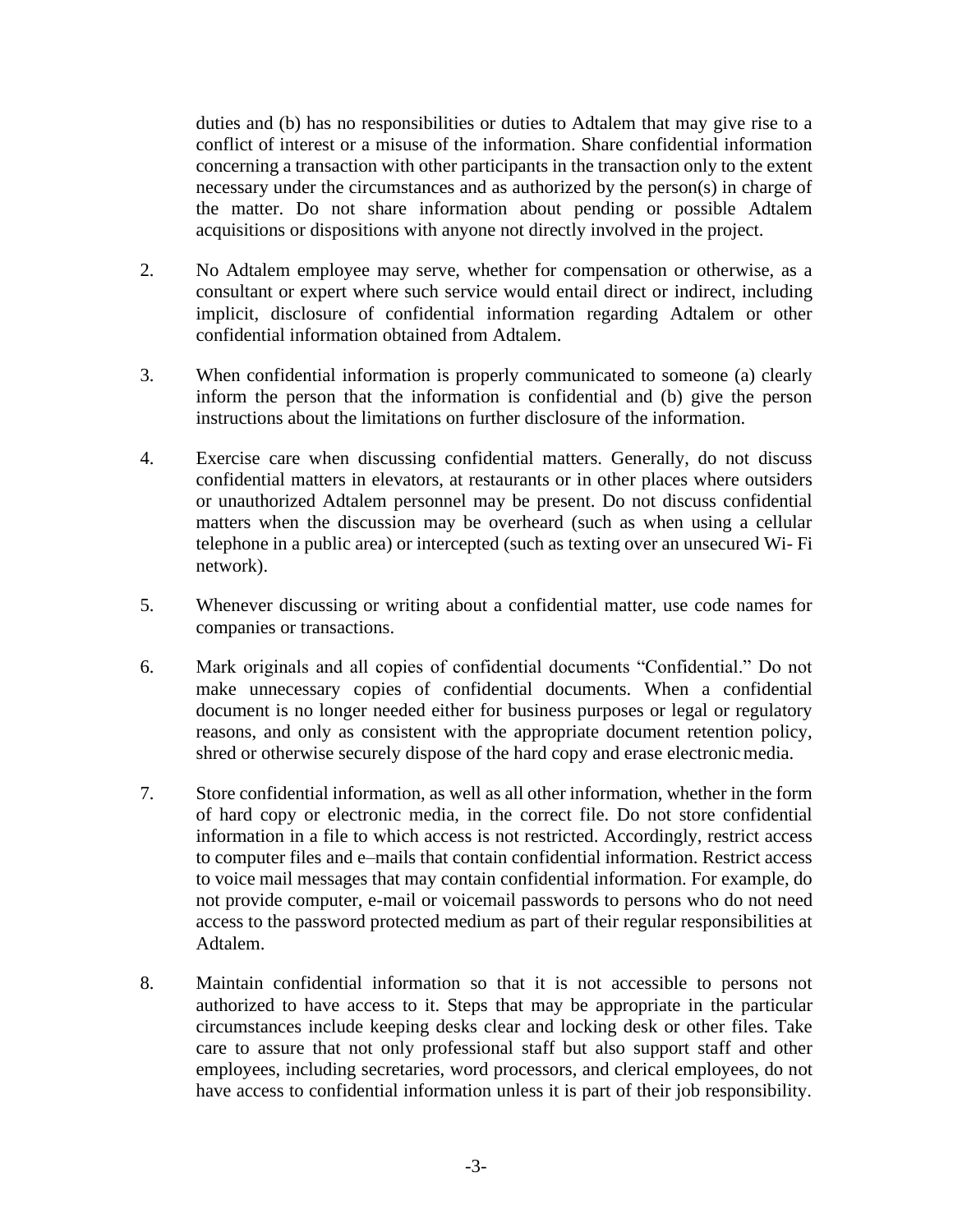duties and (b) has no responsibilities or duties to Adtalem that may give rise to a conflict of interest or a misuse of the information. Share confidential information concerning a transaction with other participants in the transaction only to the extent necessary under the circumstances and as authorized by the person(s) in charge of the matter. Do not share information about pending or possible Adtalem acquisitions or dispositions with anyone not directly involved in the project.

2. No Adtalem employee may serve, whether for compensation or otherwise, as a consultant or expert where such service would entail direct or indirect, including implicit, disclosure of confidential information regarding Adtalem or other confidential information obtained from Adtalem.

3. When confidential information is properly communicated to someone (a) clearly inform the person that the information is confidential and (b) give the person instructions about the limitations on further disclosure of the information.

4. Exercise care when discussing confidential matters. Generally, do not discuss confidential matters in elevators, at restaurants or in other places where outsiders or unauthorized Adtalem personnel may be present. Do not discuss confidential matters when the discussion may be overheard (such as when using a cellular telephone in a public area) or intercepted (such as texting over an unsecured Wi- Fi network).

5. Whenever discussing or writing about a confidential matter, use code names for companies or transactions.

6. Mark originals and all copies of confidential documents "Confidential." Do not make unnecessary copies of confidential documents. When a confidential document is no longer needed either for business purposes or legal or regulatory reasons, and only as consistent with the appropriate document retention policy, shred or otherwise securely dispose of the hard copy and erase electronic media.

7. Store confidential information, as well as all other information, whether in the form of hard copy or electronic media, in the correct file. Do not store confidential information in a file to which access is not restricted. Accordingly, restrict access to computer files and e–mails that contain confidential information. Restrict access to voice mail messages that may contain confidential information. For example, do not provide computer, e-mail or voicemail passwords to persons who do not need access to the password protected medium as part of their regular responsibilities at Adtalem.

8. Maintain confidential information so that it is not accessible to persons not authorized to have access to it. Steps that may be appropriate in the particular circumstances include keeping desks clear and locking desk or other files. Take care to assure that not only professional staff but also support staff and other employees, including secretaries, word processors, and clerical employees, do not have access to confidential information unless it is part of their job responsibility.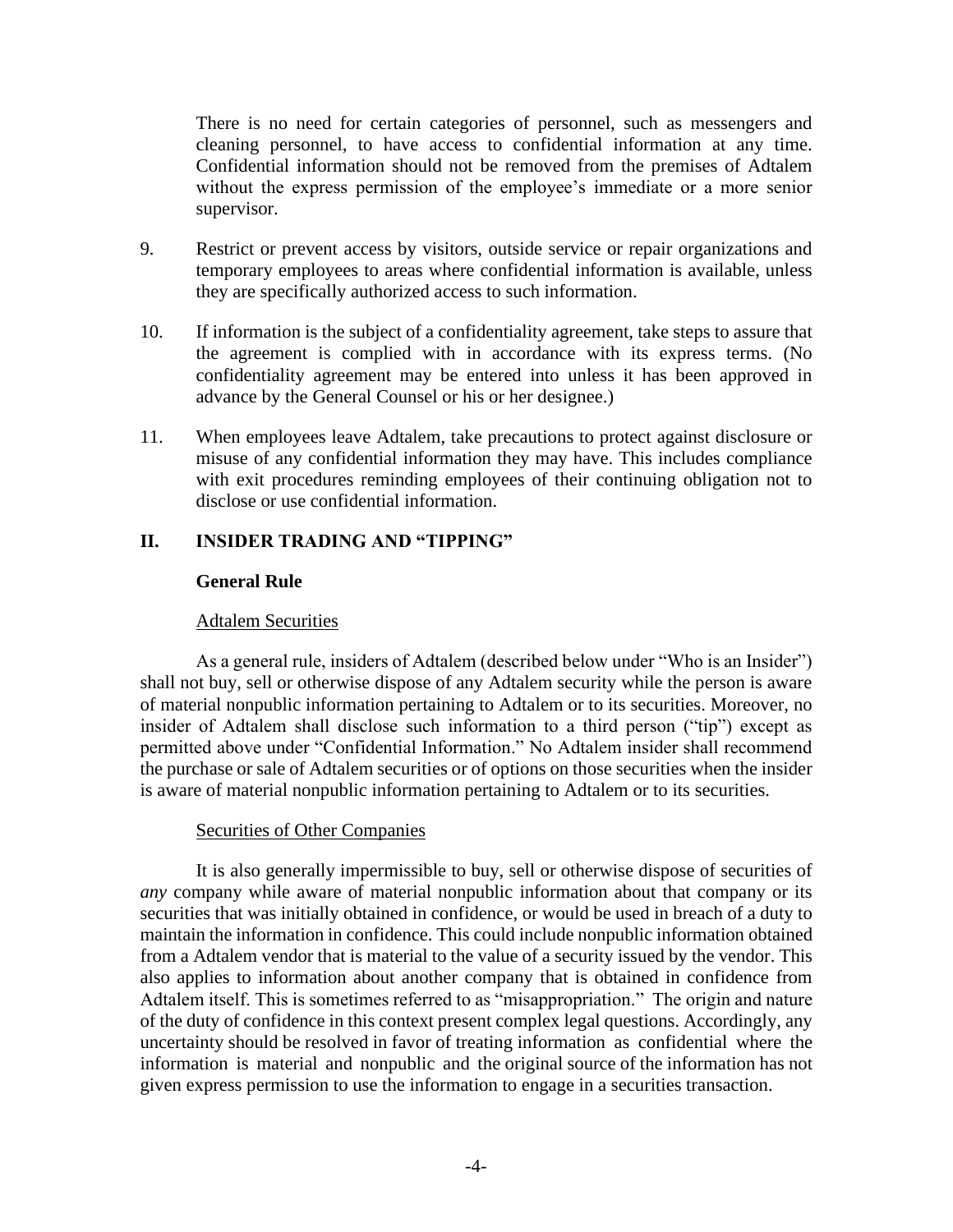There is no need for certain categories of personnel, such as messengers and cleaning personnel, to have access to confidential information at any time. Confidential information should not be removed from the premises of Adtalem without the express permission of the employee's immediate or a more senior supervisor.

9. Restrict or prevent access by visitors, outside service or repair organizations and temporary employees to areas where confidential information is available, unless they are specifically authorized access to such information.

10. If information is the subject of a confidentiality agreement, take steps to assure that the agreement is complied with in accordance with its express terms. (No confidentiality agreement may be entered into unless it has been approved in advance by the General Counsel or his or her designee.)

11. When employees leave Adtalem, take precautions to protect against disclosure or misuse of any confidential information they may have. This includes compliance with exit procedures reminding employees of their continuing obligation not to disclose or use confidential information.

## II. INSIDER TRADING AND "TIPPING"

### General Rule

Adtalem Securities

As a general rule, insiders of Adtalem (described below under "Who is an Insider") shall not buy, sell or otherwise dispose of any Adtalem security while the person is aware of material nonpublic information pertaining to Adtalem or to its securities. Moreover, no insider of Adtalem shall disclose such information to a third person ("tip") except as permitted above under "Confidential Information." No Adtalem insider shall recommend the purchase or sale of Adtalem securities or of options on those securities when the insider is aware of material nonpublic information pertaining to Adtalem or to its securities.

Securities of Other Companies

It is also generally impermissible to buy, sell or otherwise dispose of securities of *any* company while aware of material nonpublic information about that company or its securities that was initially obtained in confidence, or would be used in breach of a duty to maintain the information in confidence. This could include nonpublic information obtained from a Adtalem vendor that is material to the value of a security issued by the vendor. This also applies to information about another company that is obtained in confidence from Adtalem itself. This is sometimes referred to as "misappropriation." The origin and nature of the duty of confidence in this context present complex legal questions. Accordingly, any uncertainty should be resolved in favor of treating information as confidential where the information is material and nonpublic and the original source of the information has not given express permission to use the information to engage in a securities transaction.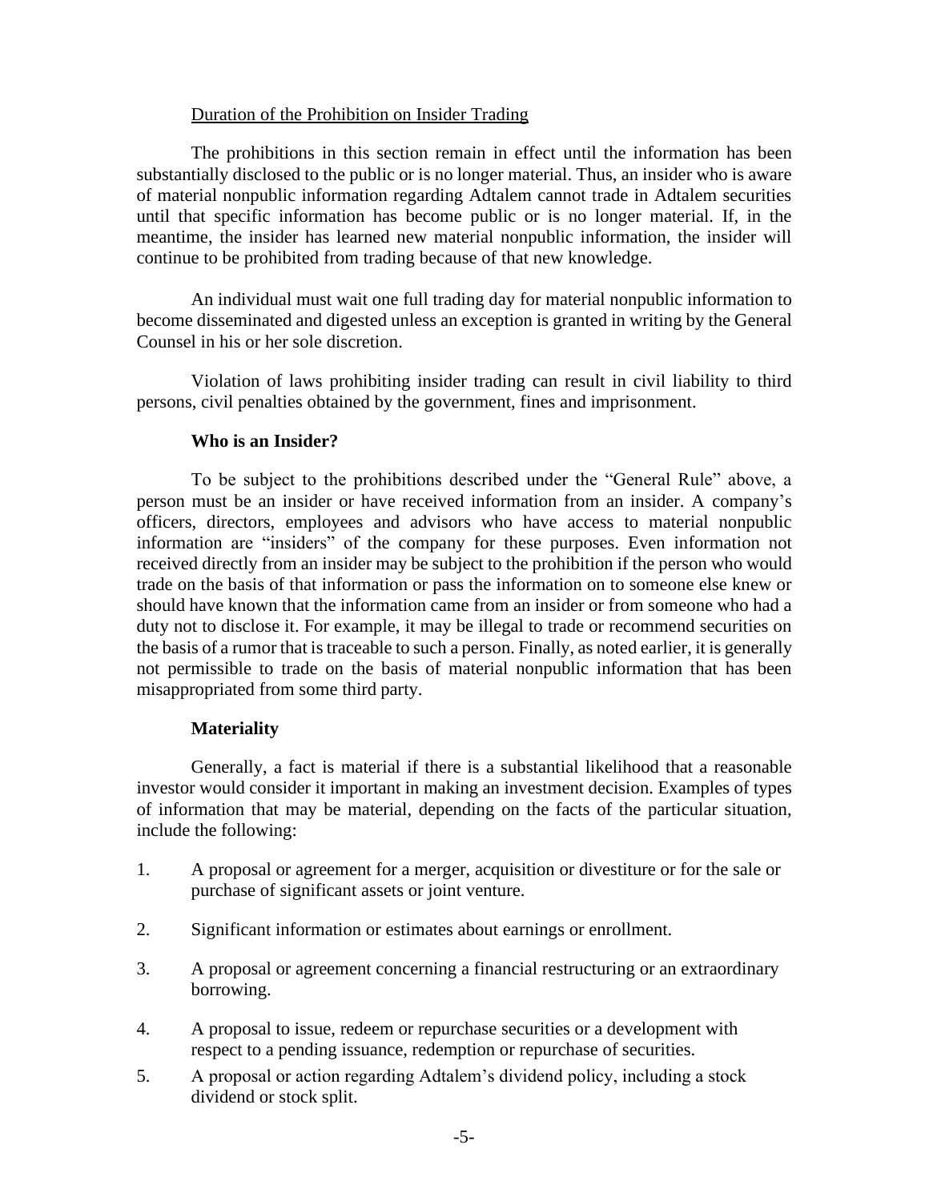Duration of the Prohibition on Insider Trading

The prohibitions in this section remain in effect until the information has been substantially disclosed to the public or is no longer material. Thus, an insider who is aware of material nonpublic information regarding Adtalem cannot trade in Adtalem securities until that specific information has become public or is no longer material. If, in the meantime, the insider has learned new material nonpublic information, the insider will continue to be prohibited from trading because of that new knowledge.

An individual must wait one full trading day for material nonpublic information to become disseminated and digested unless an exception is granted in writing by the General Counsel in his or her sole discretion.

Violation of laws prohibiting insider trading can result in civil liability to third persons, civil penalties obtained by the government, fines and imprisonment.

### Who is an Insider?

To be subject to the prohibitions described under the "General Rule" above, a person must be an insider or have received information from an insider. A company's officers, directors, employees and advisors who have access to material nonpublic information are "insiders" of the company for these purposes. Even information not received directly from an insider may be subject to the prohibition if the person who would trade on the basis of that information or pass the information on to someone else knew or should have known that the information came from an insider or from someone who had a duty not to disclose it. For example, it may be illegal to trade or recommend securities on the basis of a rumor that is traceable to such a person. Finally, as noted earlier, it is generally not permissible to trade on the basis of material nonpublic information that has been misappropriated from some third party.

### Materiality

Generally, a fact is material if there is a substantial likelihood that a reasonable investor would consider it important in making an investment decision. Examples of types of information that may be material, depending on the facts of the particular situation, include the following:

1. A proposal or agreement for a merger, acquisition or divestiture or for the sale or purchase of significant assets or joint venture.
2. Significant information or estimates about earnings or enrollment.
3. A proposal or agreement concerning a financial restructuring or an extraordinary borrowing.
4. A proposal to issue, redeem or repurchase securities or a development with respect to a pending issuance, redemption or repurchase of securities.
5. A proposal or action regarding Adtalem's dividend policy, including a stock dividend or stock split.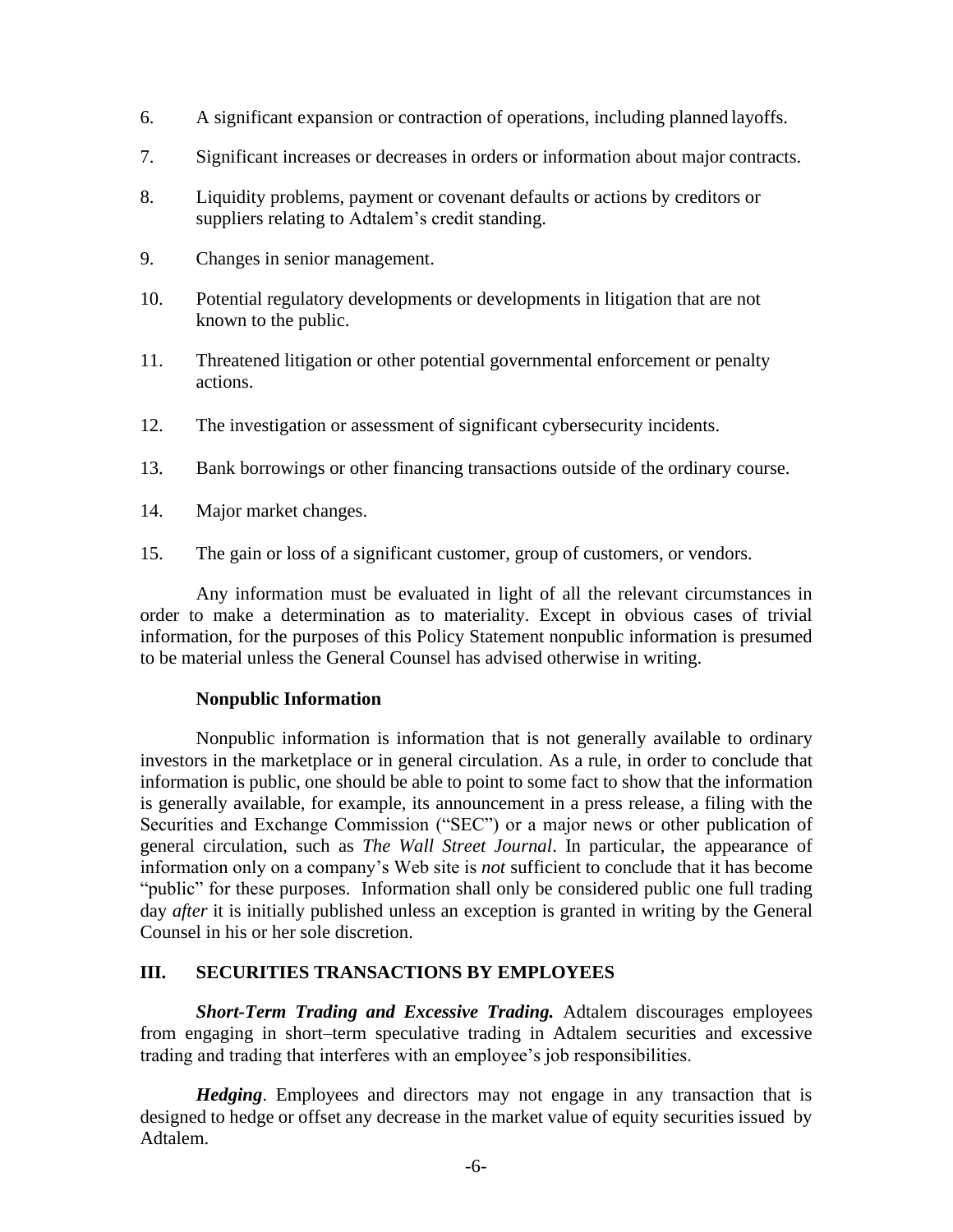6. A significant expansion or contraction of operations, including planned layoffs.

7. Significant increases or decreases in orders or information about major contracts.

8. Liquidity problems, payment or covenant defaults or actions by creditors or suppliers relating to Adtalem's credit standing.

9. Changes in senior management.

10. Potential regulatory developments or developments in litigation that are not known to the public.

11. Threatened litigation or other potential governmental enforcement or penalty actions.

12. The investigation or assessment of significant cybersecurity incidents.

13. Bank borrowings or other financing transactions outside of the ordinary course.

14. Major market changes.

15. The gain or loss of a significant customer, group of customers, or vendors.

Any information must be evaluated in light of all the relevant circumstances in order to make a determination as to materiality. Except in obvious cases of trivial information, for the purposes of this Policy Statement nonpublic information is presumed to be material unless the General Counsel has advised otherwise in writing.

**Nonpublic Information**

Nonpublic information is information that is not generally available to ordinary investors in the marketplace or in general circulation. As a rule, in order to conclude that information is public, one should be able to point to some fact to show that the information is generally available, for example, its announcement in a press release, a filing with the Securities and Exchange Commission ("SEC") or a major news or other publication of general circulation, such as *The Wall Street Journal*. In particular, the appearance of information only on a company's Web site is *not* sufficient to conclude that it has become "public" for these purposes. Information shall only be considered public one full trading day *after* it is initially published unless an exception is granted in writing by the General Counsel in his or her sole discretion.

## III. SECURITIES TRANSACTIONS BY EMPLOYEES

***Short-Term Trading and Excessive Trading.*** Adtalem discourages employees from engaging in short–term speculative trading in Adtalem securities and excessive trading and trading that interferes with an employee's job responsibilities.

***Hedging***. Employees and directors may not engage in any transaction that is designed to hedge or offset any decrease in the market value of equity securities issued by Adtalem.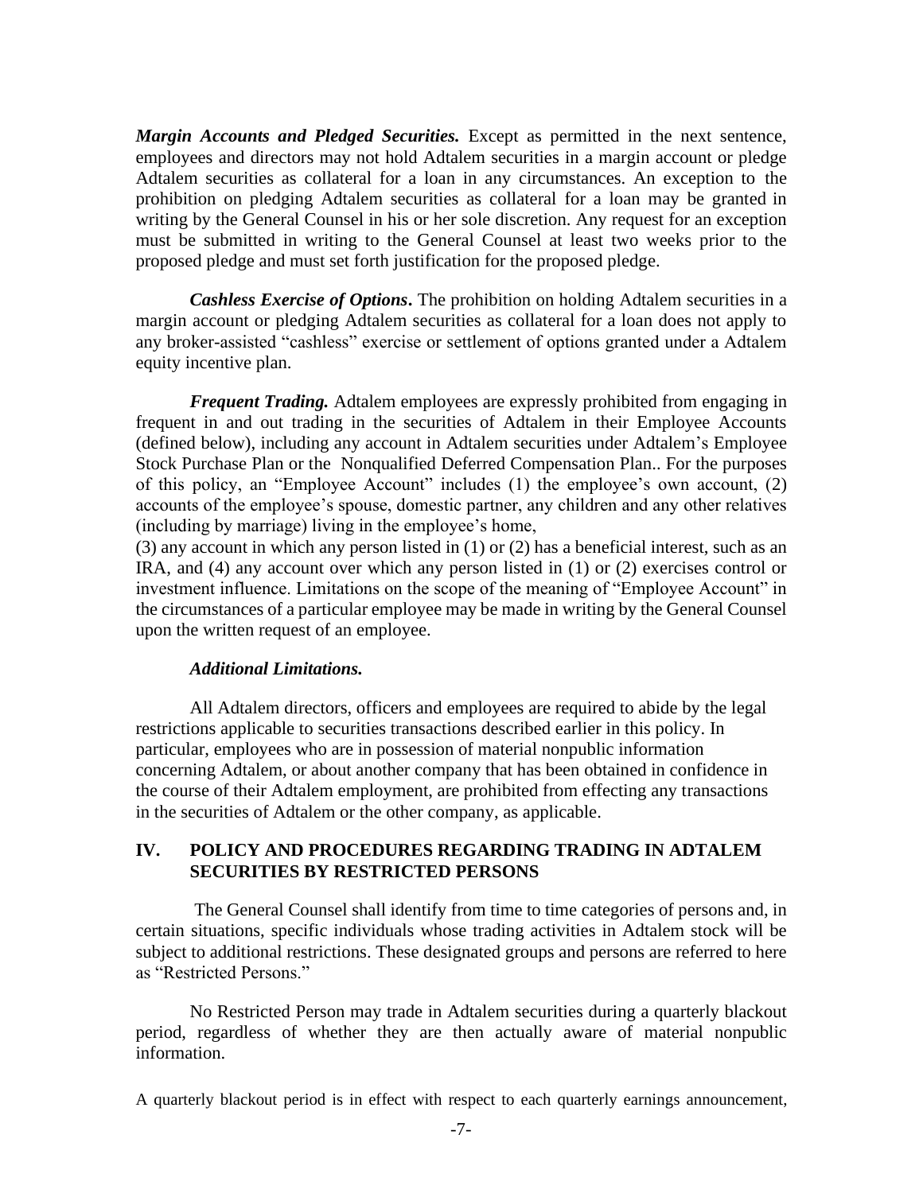***Margin Accounts and Pledged Securities.*** Except as permitted in the next sentence, employees and directors may not hold Adtalem securities in a margin account or pledge Adtalem securities as collateral for a loan in any circumstances. An exception to the prohibition on pledging Adtalem securities as collateral for a loan may be granted in writing by the General Counsel in his or her sole discretion. Any request for an exception must be submitted in writing to the General Counsel at least two weeks prior to the proposed pledge and must set forth justification for the proposed pledge.

***Cashless Exercise of Options*****.** The prohibition on holding Adtalem securities in a margin account or pledging Adtalem securities as collateral for a loan does not apply to any broker-assisted "cashless" exercise or settlement of options granted under a Adtalem equity incentive plan.

***Frequent Trading.*** Adtalem employees are expressly prohibited from engaging in frequent in and out trading in the securities of Adtalem in their Employee Accounts (defined below), including any account in Adtalem securities under Adtalem's Employee Stock Purchase Plan or the Nonqualified Deferred Compensation Plan.. For the purposes of this policy, an "Employee Account" includes (1) the employee's own account, (2) accounts of the employee's spouse, domestic partner, any children and any other relatives (including by marriage) living in the employee's home,
(3) any account in which any person listed in (1) or (2) has a beneficial interest, such as an IRA, and (4) any account over which any person listed in (1) or (2) exercises control or investment influence. Limitations on the scope of the meaning of "Employee Account" in the circumstances of a particular employee may be made in writing by the General Counsel upon the written request of an employee.

***Additional Limitations.***

All Adtalem directors, officers and employees are required to abide by the legal restrictions applicable to securities transactions described earlier in this policy. In particular, employees who are in possession of material nonpublic information concerning Adtalem, or about another company that has been obtained in confidence in the course of their Adtalem employment, are prohibited from effecting any transactions in the securities of Adtalem or the other company, as applicable.

## IV. POLICY AND PROCEDURES REGARDING TRADING IN ADTALEM SECURITIES BY RESTRICTED PERSONS

The General Counsel shall identify from time to time categories of persons and, in certain situations, specific individuals whose trading activities in Adtalem stock will be subject to additional restrictions. These designated groups and persons are referred to here as "Restricted Persons."

No Restricted Person may trade in Adtalem securities during a quarterly blackout period, regardless of whether they are then actually aware of material nonpublic information.

A quarterly blackout period is in effect with respect to each quarterly earnings announcement,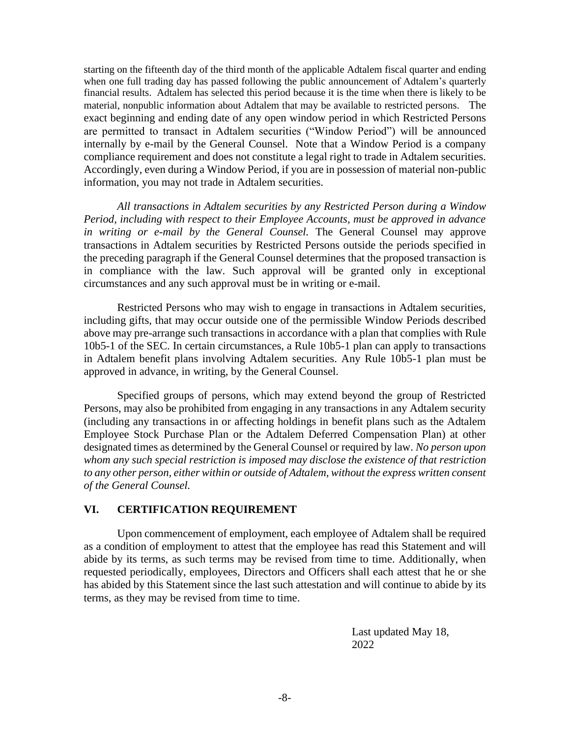starting on the fifteenth day of the third month of the applicable Adtalem fiscal quarter and ending when one full trading day has passed following the public announcement of Adtalem's quarterly financial results. Adtalem has selected this period because it is the time when there is likely to be material, nonpublic information about Adtalem that may be available to restricted persons. The exact beginning and ending date of any open window period in which Restricted Persons are permitted to transact in Adtalem securities ("Window Period") will be announced internally by e-mail by the General Counsel. Note that a Window Period is a company compliance requirement and does not constitute a legal right to trade in Adtalem securities. Accordingly, even during a Window Period, if you are in possession of material non-public information, you may not trade in Adtalem securities.

*All transactions in Adtalem securities by any Restricted Person during a Window Period, including with respect to their Employee Accounts, must be approved in advance in writing or e-mail by the General Counsel.* The General Counsel may approve transactions in Adtalem securities by Restricted Persons outside the periods specified in the preceding paragraph if the General Counsel determines that the proposed transaction is in compliance with the law. Such approval will be granted only in exceptional circumstances and any such approval must be in writing or e-mail.

Restricted Persons who may wish to engage in transactions in Adtalem securities, including gifts, that may occur outside one of the permissible Window Periods described above may pre-arrange such transactions in accordance with a plan that complies with Rule 10b5-1 of the SEC. In certain circumstances, a Rule 10b5-1 plan can apply to transactions in Adtalem benefit plans involving Adtalem securities. Any Rule 10b5-1 plan must be approved in advance, in writing, by the General Counsel.

Specified groups of persons, which may extend beyond the group of Restricted Persons, may also be prohibited from engaging in any transactions in any Adtalem security (including any transactions in or affecting holdings in benefit plans such as the Adtalem Employee Stock Purchase Plan or the Adtalem Deferred Compensation Plan) at other designated times as determined by the General Counsel or required by law. *No person upon whom any such special restriction is imposed may disclose the existence of that restriction to any other person, either within or outside of Adtalem, without the express written consent of the General Counsel.*

## VI. CERTIFICATION REQUIREMENT

Upon commencement of employment, each employee of Adtalem shall be required as a condition of employment to attest that the employee has read this Statement and will abide by its terms, as such terms may be revised from time to time. Additionally, when requested periodically, employees, Directors and Officers shall each attest that he or she has abided by this Statement since the last such attestation and will continue to abide by its terms, as they may be revised from time to time.

Last updated May 18, 2022